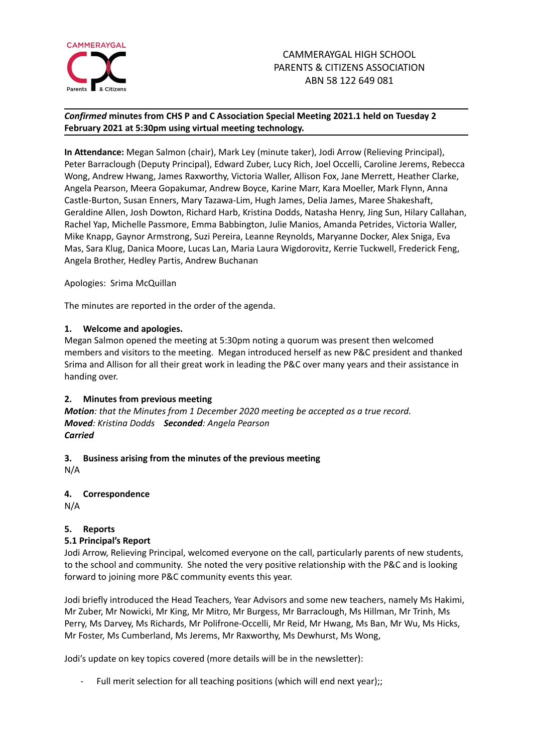CAMMERAYGAL HIGH SCHOOL
PARENTS & CITIZENS ASSOCIATION
ABN 58 122 649 081

***Confirmed*** **minutes from CHS P and C Association Special Meeting 2021.1 held on Tuesday 2 February 2021 at 5:30pm using virtual meeting technology.**

**In Attendance:** Megan Salmon (chair), Mark Ley (minute taker), Jodi Arrow (Relieving Principal), Peter Barraclough (Deputy Principal), Edward Zuber, Lucy Rich, Joel Occelli, Caroline Jerems, Rebecca Wong, Andrew Hwang, James Raxworthy, Victoria Waller, Allison Fox, Jane Merrett, Heather Clarke, Angela Pearson, Meera Gopakumar, Andrew Boyce, Karine Marr, Kara Moeller, Mark Flynn, Anna Castle-Burton, Susan Enners, Mary Tazawa-Lim, Hugh James, Delia James, Maree Shakeshaft, Geraldine Allen, Josh Dowton, Richard Harb, Kristina Dodds, Natasha Henry, Jing Sun, Hilary Callahan, Rachel Yap, Michelle Passmore, Emma Babbington, Julie Manios, Amanda Petrides, Victoria Waller, Mike Knapp, Gaynor Armstrong, Suzi Pereira, Leanne Reynolds, Maryanne Docker, Alex Sniga, Eva Mas, Sara Klug, Danica Moore, Lucas Lan, Maria Laura Wigdorovitz, Kerrie Tuckwell, Frederick Feng, Angela Brother, Hedley Partis, Andrew Buchanan

Apologies: Srima McQuillan

The minutes are reported in the order of the agenda.

**1. Welcome and apologies.**

Megan Salmon opened the meeting at 5:30pm noting a quorum was present then welcomed members and visitors to the meeting. Megan introduced herself as new P&C president and thanked Srima and Allison for all their great work in leading the P&C over many years and their assistance in handing over.

**2. Minutes from previous meeting**

***Motion****: that the Minutes from 1 December 2020 meeting be accepted as a true record.*
***Moved****: Kristina Dodds* ***Seconded****: Angela Pearson*
***Carried***

**3. Business arising from the minutes of the previous meeting**

N/A

**4. Correspondence**

N/A

**5. Reports**

**5.1 Principal's Report**

Jodi Arrow, Relieving Principal, welcomed everyone on the call, particularly parents of new students, to the school and community. She noted the very positive relationship with the P&C and is looking forward to joining more P&C community events this year.

Jodi briefly introduced the Head Teachers, Year Advisors and some new teachers, namely Ms Hakimi, Mr Zuber, Mr Nowicki, Mr King, Mr Mitro, Mr Burgess, Mr Barraclough, Ms Hillman, Mr Trinh, Ms Perry, Ms Darvey, Ms Richards, Mr Polifrone-Occelli, Mr Reid, Mr Hwang, Ms Ban, Mr Wu, Ms Hicks, Mr Foster, Ms Cumberland, Ms Jerems, Mr Raxworthy, Ms Dewhurst, Ms Wong,

Jodi's update on key topics covered (more details will be in the newsletter):

- Full merit selection for all teaching positions (which will end next year);;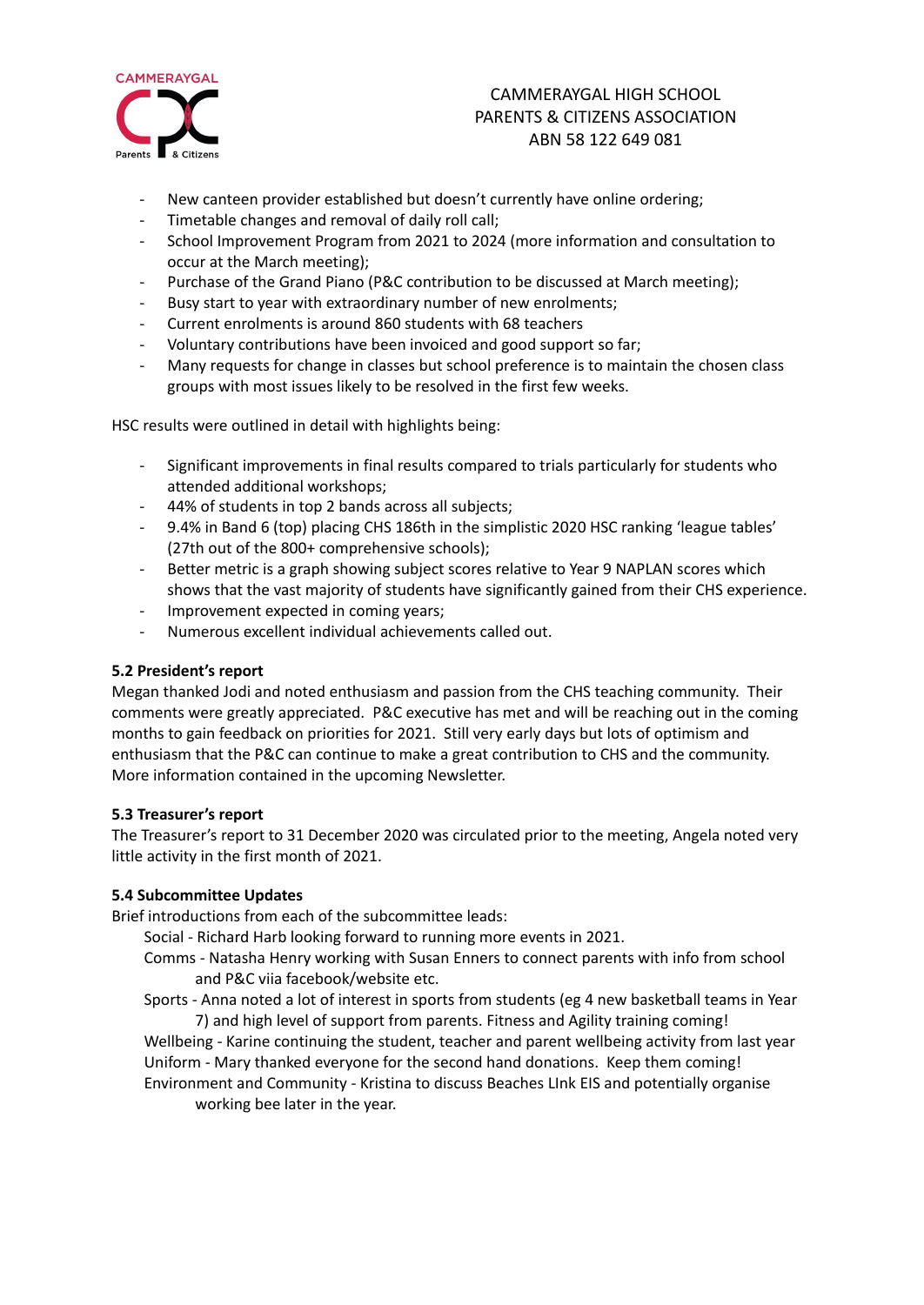- New canteen provider established but doesn't currently have online ordering;
- Timetable changes and removal of daily roll call;
- School Improvement Program from 2021 to 2024 (more information and consultation to occur at the March meeting);
- Purchase of the Grand Piano (P&C contribution to be discussed at March meeting);
- Busy start to year with extraordinary number of new enrolments;
- Current enrolments is around 860 students with 68 teachers
- Voluntary contributions have been invoiced and good support so far;
- Many requests for change in classes but school preference is to maintain the chosen class groups with most issues likely to be resolved in the first few weeks.

HSC results were outlined in detail with highlights being:

- Significant improvements in final results compared to trials particularly for students who attended additional workshops;
- 44% of students in top 2 bands across all subjects;
- 9.4% in Band 6 (top) placing CHS 186th in the simplistic 2020 HSC ranking 'league tables' (27th out of the 800+ comprehensive schools);
- Better metric is a graph showing subject scores relative to Year 9 NAPLAN scores which shows that the vast majority of students have significantly gained from their CHS experience.
- Improvement expected in coming years;
- Numerous excellent individual achievements called out.

**5.2 President's report**

Megan thanked Jodi and noted enthusiasm and passion from the CHS teaching community. Their comments were greatly appreciated. P&C executive has met and will be reaching out in the coming months to gain feedback on priorities for 2021. Still very early days but lots of optimism and enthusiasm that the P&C can continue to make a great contribution to CHS and the community. More information contained in the upcoming Newsletter.

**5.3 Treasurer's report**

The Treasurer's report to 31 December 2020 was circulated prior to the meeting, Angela noted very little activity in the first month of 2021.

**5.4 Subcommittee Updates**

Brief introductions from each of the subcommittee leads:

Social - Richard Harb looking forward to running more events in 2021.

Comms - Natasha Henry working with Susan Enners to connect parents with info from school and P&C viia facebook/website etc.

Sports - Anna noted a lot of interest in sports from students (eg 4 new basketball teams in Year 7) and high level of support from parents. Fitness and Agility training coming!

Wellbeing - Karine continuing the student, teacher and parent wellbeing activity from last year

Uniform - Mary thanked everyone for the second hand donations. Keep them coming!

Environment and Community - Kristina to discuss Beaches LInk EIS and potentially organise working bee later in the year.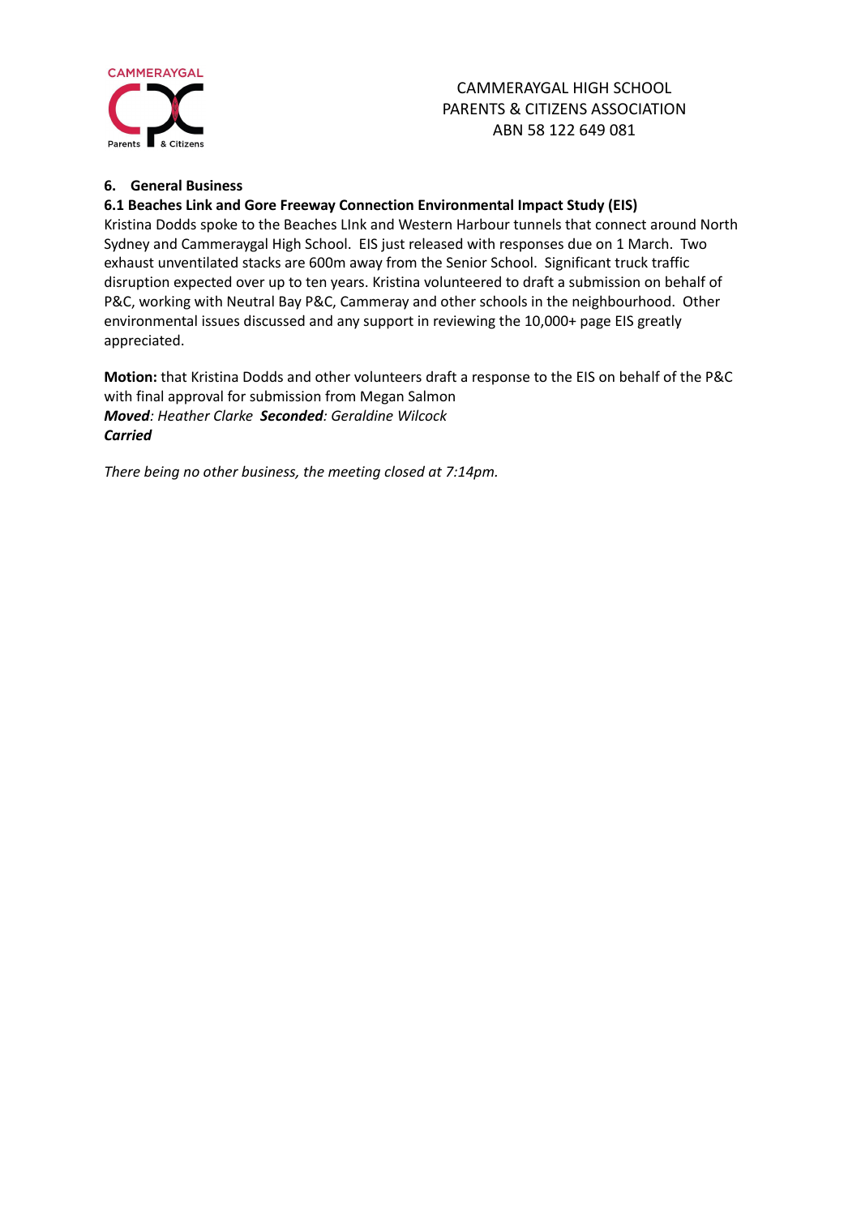CAMMERAYGAL HIGH SCHOOL
PARENTS & CITIZENS ASSOCIATION
ABN 58 122 649 081

**6. General Business**

**6.1 Beaches Link and Gore Freeway Connection Environmental Impact Study (EIS)**

Kristina Dodds spoke to the Beaches LInk and Western Harbour tunnels that connect around North Sydney and Cammeraygal High School. EIS just released with responses due on 1 March. Two exhaust unventilated stacks are 600m away from the Senior School. Significant truck traffic disruption expected over up to ten years. Kristina volunteered to draft a submission on behalf of P&C, working with Neutral Bay P&C, Cammeray and other schools in the neighbourhood. Other environmental issues discussed and any support in reviewing the 10,000+ page EIS greatly appreciated.

**Motion:** that Kristina Dodds and other volunteers draft a response to the EIS on behalf of the P&C with final approval for submission from Megan Salmon
***Moved****: Heather Clarke* ***Seconded****: Geraldine Wilcock*
***Carried***

*There being no other business, the meeting closed at 7:14pm.*